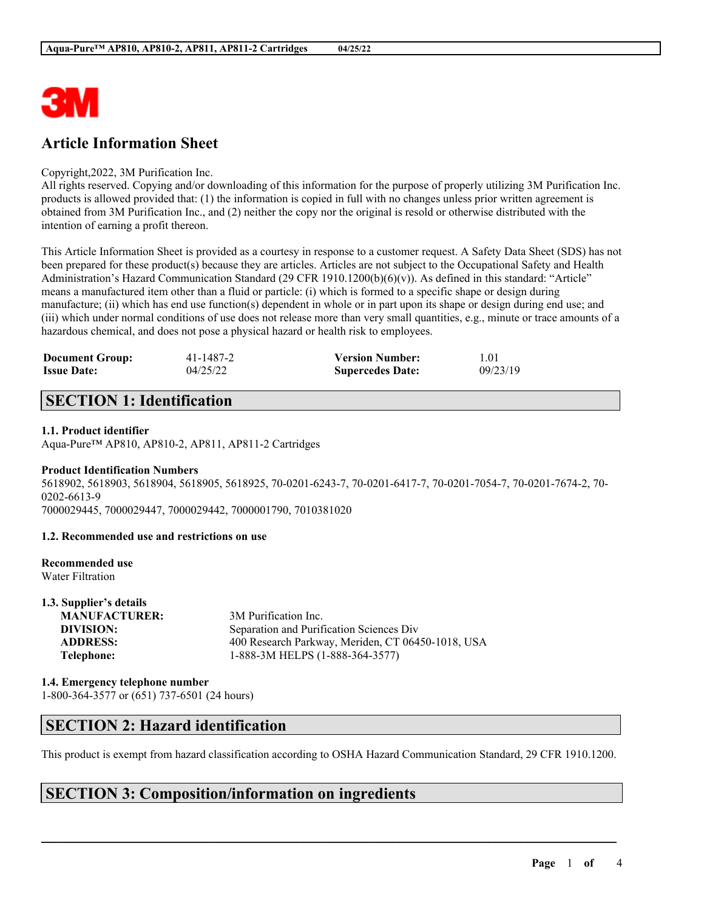3M

# Article Information Sheet

Copyright,2022, 3M Purification Inc.
All rights reserved. Copying and/or downloading of this information for the purpose of properly utilizing 3M Purification Inc. products is allowed provided that: (1) the information is copied in full with no changes unless prior written agreement is obtained from 3M Purification Inc., and (2) neither the copy nor the original is resold or otherwise distributed with the intention of earning a profit thereon.

This Article Information Sheet is provided as a courtesy in response to a customer request. A Safety Data Sheet (SDS) has not been prepared for these product(s) because they are articles. Articles are not subject to the Occupational Safety and Health Administration's Hazard Communication Standard (29 CFR 1910.1200(b)(6)(v)). As defined in this standard: "Article" means a manufactured item other than a fluid or particle: (i) which is formed to a specific shape or design during manufacture; (ii) which has end use function(s) dependent in whole or in part upon its shape or design during end use; and (iii) which under normal conditions of use does not release more than very small quantities, e.g., minute or trace amounts of a hazardous chemical, and does not pose a physical hazard or health risk to employees.

| **Document Group:** | 41-1487-2 | **Version Number:** | 1.01 |
|---|---|---|---|
| **Issue Date:** | 04/25/22 | **Supercedes Date:** | 09/23/19 |

## SECTION 1: Identification

### 1.1. Product identifier

Aqua-Pure™ AP810, AP810-2, AP811, AP811-2 Cartridges

**Product Identification Numbers**

5618902, 5618903, 5618904, 5618905, 5618925, 70-0201-6243-7, 70-0201-6417-7, 70-0201-7054-7, 70-0201-7674-2, 70-0202-6613-9
7000029445, 7000029447, 7000029442, 7000001790, 7010381020

### 1.2. Recommended use and restrictions on use

**Recommended use**

Water Filtration

### 1.3. Supplier's details

| | |
|---|---|
| **MANUFACTURER:** | 3M Purification Inc. |
| **DIVISION:** | Separation and Purification Sciences Div |
| **ADDRESS:** | 400 Research Parkway, Meriden, CT 06450-1018, USA |
| **Telephone:** | 1-888-3M HELPS (1-888-364-3577) |

### 1.4. Emergency telephone number

1-800-364-3577 or (651) 737-6501 (24 hours)

## SECTION 2: Hazard identification

This product is exempt from hazard classification according to OSHA Hazard Communication Standard, 29 CFR 1910.1200.

## SECTION 3: Composition/information on ingredients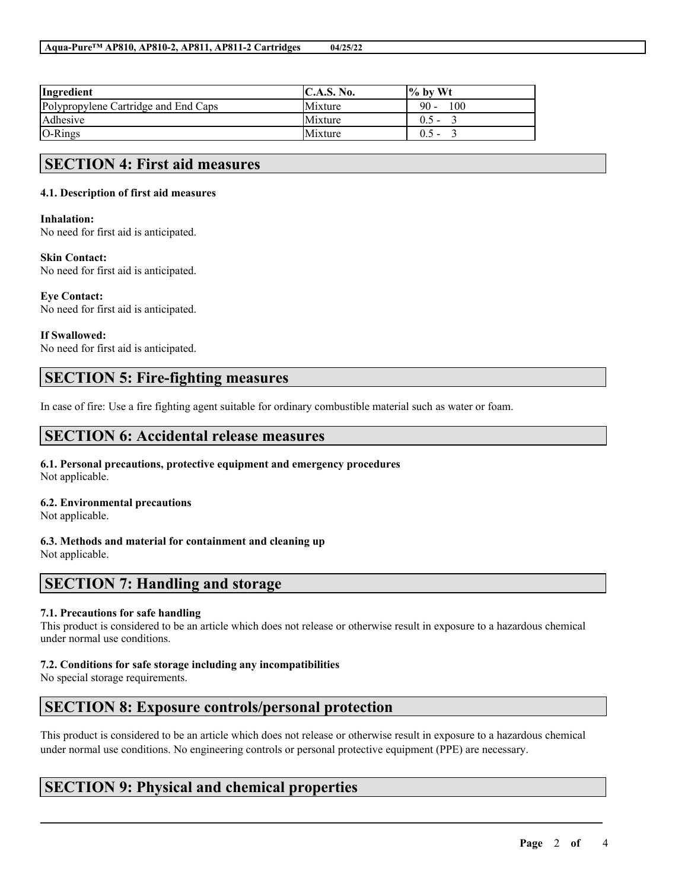| Ingredient | C.A.S. No. | % by Wt |
| --- | --- | --- |
| Polypropylene Cartridge and End Caps | Mixture | 90 - 100 |
| Adhesive | Mixture | 0.5 - 3 |
| O-Rings | Mixture | 0.5 - 3 |

## SECTION 4: First aid measures

### 4.1. Description of first aid measures

**Inhalation:**
No need for first aid is anticipated.

**Skin Contact:**
No need for first aid is anticipated.

**Eye Contact:**
No need for first aid is anticipated.

**If Swallowed:**
No need for first aid is anticipated.

## SECTION 5: Fire-fighting measures

In case of fire: Use a fire fighting agent suitable for ordinary combustible material such as water or foam.

## SECTION 6: Accidental release measures

### 6.1. Personal precautions, protective equipment and emergency procedures
Not applicable.

### 6.2. Environmental precautions
Not applicable.

### 6.3. Methods and material for containment and cleaning up
Not applicable.

## SECTION 7: Handling and storage

### 7.1. Precautions for safe handling
This product is considered to be an article which does not release or otherwise result in exposure to a hazardous chemical under normal use conditions.

### 7.2. Conditions for safe storage including any incompatibilities
No special storage requirements.

## SECTION 8: Exposure controls/personal protection

This product is considered to be an article which does not release or otherwise result in exposure to a hazardous chemical under normal use conditions. No engineering controls or personal protective equipment (PPE) are necessary.

## SECTION 9: Physical and chemical properties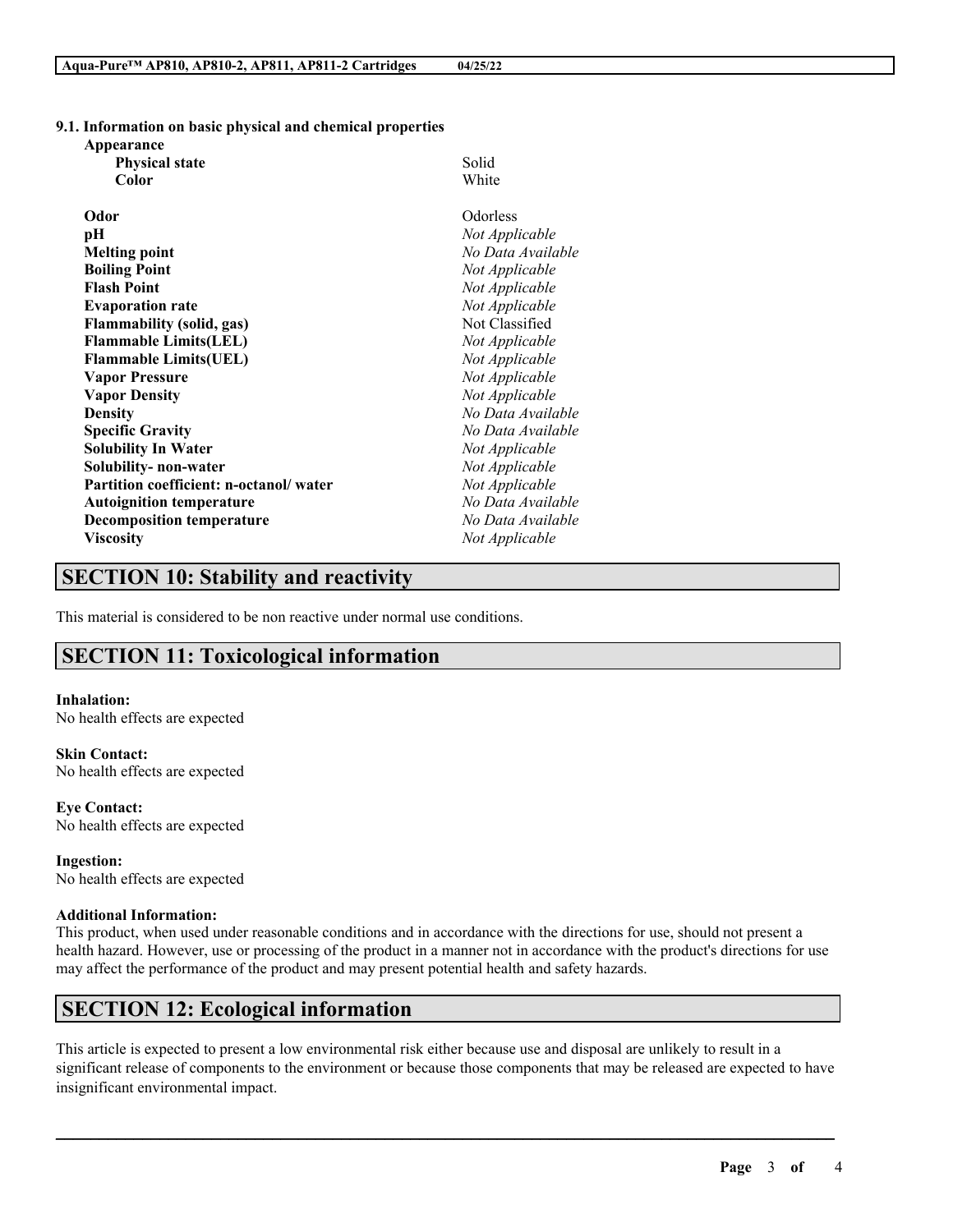### 9.1. Information on basic physical and chemical properties

**Appearance**

| | |
|---|---|
| **Physical state** | Solid |
| **Color** | White |
| **Odor** | Odorless |
| **pH** | *Not Applicable* |
| **Melting point** | *No Data Available* |
| **Boiling Point** | *Not Applicable* |
| **Flash Point** | *Not Applicable* |
| **Evaporation rate** | *Not Applicable* |
| **Flammability (solid, gas)** | Not Classified |
| **Flammable Limits(LEL)** | *Not Applicable* |
| **Flammable Limits(UEL)** | *Not Applicable* |
| **Vapor Pressure** | *Not Applicable* |
| **Vapor Density** | *Not Applicable* |
| **Density** | *No Data Available* |
| **Specific Gravity** | *No Data Available* |
| **Solubility In Water** | *Not Applicable* |
| **Solubility- non-water** | *Not Applicable* |
| **Partition coefficient: n-octanol/ water** | *Not Applicable* |
| **Autoignition temperature** | *No Data Available* |
| **Decomposition temperature** | *No Data Available* |
| **Viscosity** | *Not Applicable* |

## SECTION 10: Stability and reactivity

This material is considered to be non reactive under normal use conditions.

## SECTION 11: Toxicological information

**Inhalation:**
No health effects are expected

**Skin Contact:**
No health effects are expected

**Eye Contact:**
No health effects are expected

**Ingestion:**
No health effects are expected

**Additional Information:**
This product, when used under reasonable conditions and in accordance with the directions for use, should not present a health hazard. However, use or processing of the product in a manner not in accordance with the product's directions for use may affect the performance of the product and may present potential health and safety hazards.

## SECTION 12: Ecological information

This article is expected to present a low environmental risk either because use and disposal are unlikely to result in a significant release of components to the environment or because those components that may be released are expected to have insignificant environmental impact.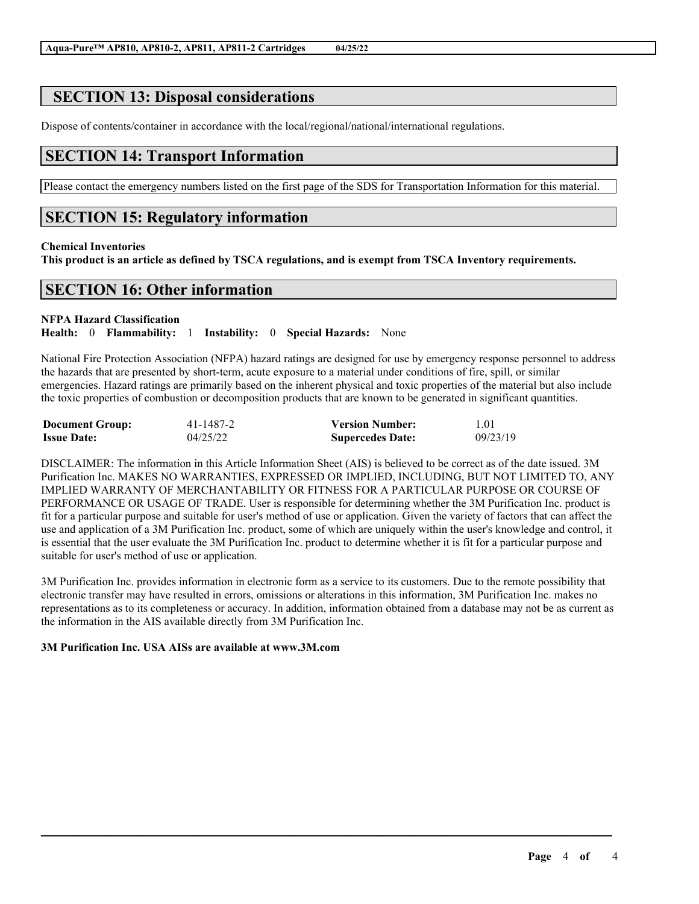## SECTION 13: Disposal considerations

Dispose of contents/container in accordance with the local/regional/national/international regulations.

## SECTION 14: Transport Information

Please contact the emergency numbers listed on the first page of the SDS for Transportation Information for this material.

## SECTION 15: Regulatory information

**Chemical Inventories**

**This product is an article as defined by TSCA regulations, and is exempt from TSCA Inventory requirements.**

## SECTION 16: Other information

**NFPA Hazard Classification**

**Health:** 0 **Flammability:** 1 **Instability:** 0 **Special Hazards:** None

National Fire Protection Association (NFPA) hazard ratings are designed for use by emergency response personnel to address the hazards that are presented by short-term, acute exposure to a material under conditions of fire, spill, or similar emergencies. Hazard ratings are primarily based on the inherent physical and toxic properties of the material but also include the toxic properties of combustion or decomposition products that are known to be generated in significant quantities.

| | | | |
|---|---|---|---|
| **Document Group:** | 41-1487-2 | **Version Number:** | 1.01 |
| **Issue Date:** | 04/25/22 | **Supercedes Date:** | 09/23/19 |

DISCLAIMER: The information in this Article Information Sheet (AIS) is believed to be correct as of the date issued. 3M Purification Inc. MAKES NO WARRANTIES, EXPRESSED OR IMPLIED, INCLUDING, BUT NOT LIMITED TO, ANY IMPLIED WARRANTY OF MERCHANTABILITY OR FITNESS FOR A PARTICULAR PURPOSE OR COURSE OF PERFORMANCE OR USAGE OF TRADE. User is responsible for determining whether the 3M Purification Inc. product is fit for a particular purpose and suitable for user's method of use or application. Given the variety of factors that can affect the use and application of a 3M Purification Inc. product, some of which are uniquely within the user's knowledge and control, it is essential that the user evaluate the 3M Purification Inc. product to determine whether it is fit for a particular purpose and suitable for user's method of use or application.

3M Purification Inc. provides information in electronic form as a service to its customers. Due to the remote possibility that electronic transfer may have resulted in errors, omissions or alterations in this information, 3M Purification Inc. makes no representations as to its completeness or accuracy. In addition, information obtained from a database may not be as current as the information in the AIS available directly from 3M Purification Inc.

**3M Purification Inc. USA AISs are available at www.3M.com**